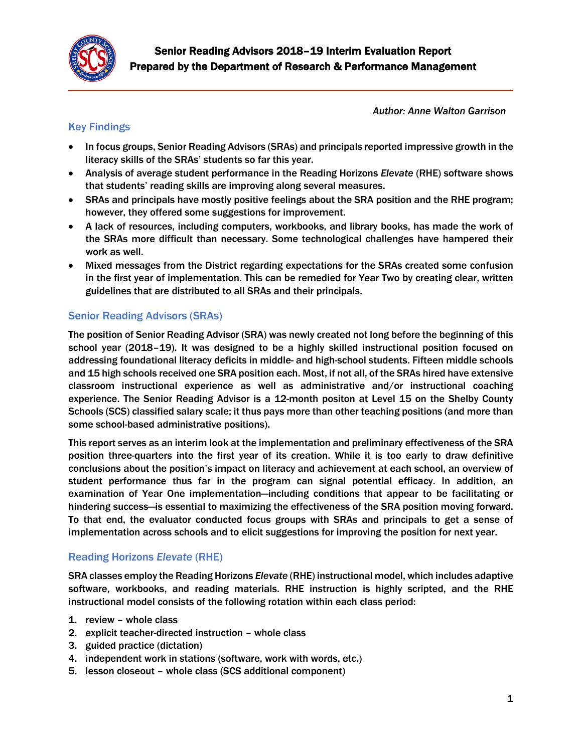# Senior Reading Advisors 2018–19 Interim Evaluation Report
## Prepared by the Department of Research & Performance Management

*Author: Anne Walton Garrison*

### Key Findings

- In focus groups, Senior Reading Advisors (SRAs) and principals reported impressive growth in the literacy skills of the SRAs' students so far this year.
- Analysis of average student performance in the Reading Horizons *Elevate* (RHE) software shows that students' reading skills are improving along several measures.
- SRAs and principals have mostly positive feelings about the SRA position and the RHE program; however, they offered some suggestions for improvement.
- A lack of resources, including computers, workbooks, and library books, has made the work of the SRAs more difficult than necessary. Some technological challenges have hampered their work as well.
- Mixed messages from the District regarding expectations for the SRAs created some confusion in the first year of implementation. This can be remedied for Year Two by creating clear, written guidelines that are distributed to all SRAs and their principals.

### Senior Reading Advisors (SRAs)

The position of Senior Reading Advisor (SRA) was newly created not long before the beginning of this school year (2018–19). It was designed to be a highly skilled instructional position focused on addressing foundational literacy deficits in middle- and high-school students. Fifteen middle schools and 15 high schools received one SRA position each. Most, if not all, of the SRAs hired have extensive classroom instructional experience as well as administrative and/or instructional coaching experience. The Senior Reading Advisor is a 12-month positon at Level 15 on the Shelby County Schools (SCS) classified salary scale; it thus pays more than other teaching positions (and more than some school-based administrative positions).

This report serves as an interim look at the implementation and preliminary effectiveness of the SRA position three-quarters into the first year of its creation. While it is too early to draw definitive conclusions about the position's impact on literacy and achievement at each school, an overview of student performance thus far in the program can signal potential efficacy. In addition, an examination of Year One implementation—including conditions that appear to be facilitating or hindering success—is essential to maximizing the effectiveness of the SRA position moving forward. To that end, the evaluator conducted focus groups with SRAs and principals to get a sense of implementation across schools and to elicit suggestions for improving the position for next year.

### Reading Horizons *Elevate* (RHE)

SRA classes employ the Reading Horizons *Elevate* (RHE) instructional model, which includes adaptive software, workbooks, and reading materials. RHE instruction is highly scripted, and the RHE instructional model consists of the following rotation within each class period:

1. review – whole class
2. explicit teacher-directed instruction – whole class
3. guided practice (dictation)
4. independent work in stations (software, work with words, etc.)
5. lesson closeout – whole class (SCS additional component)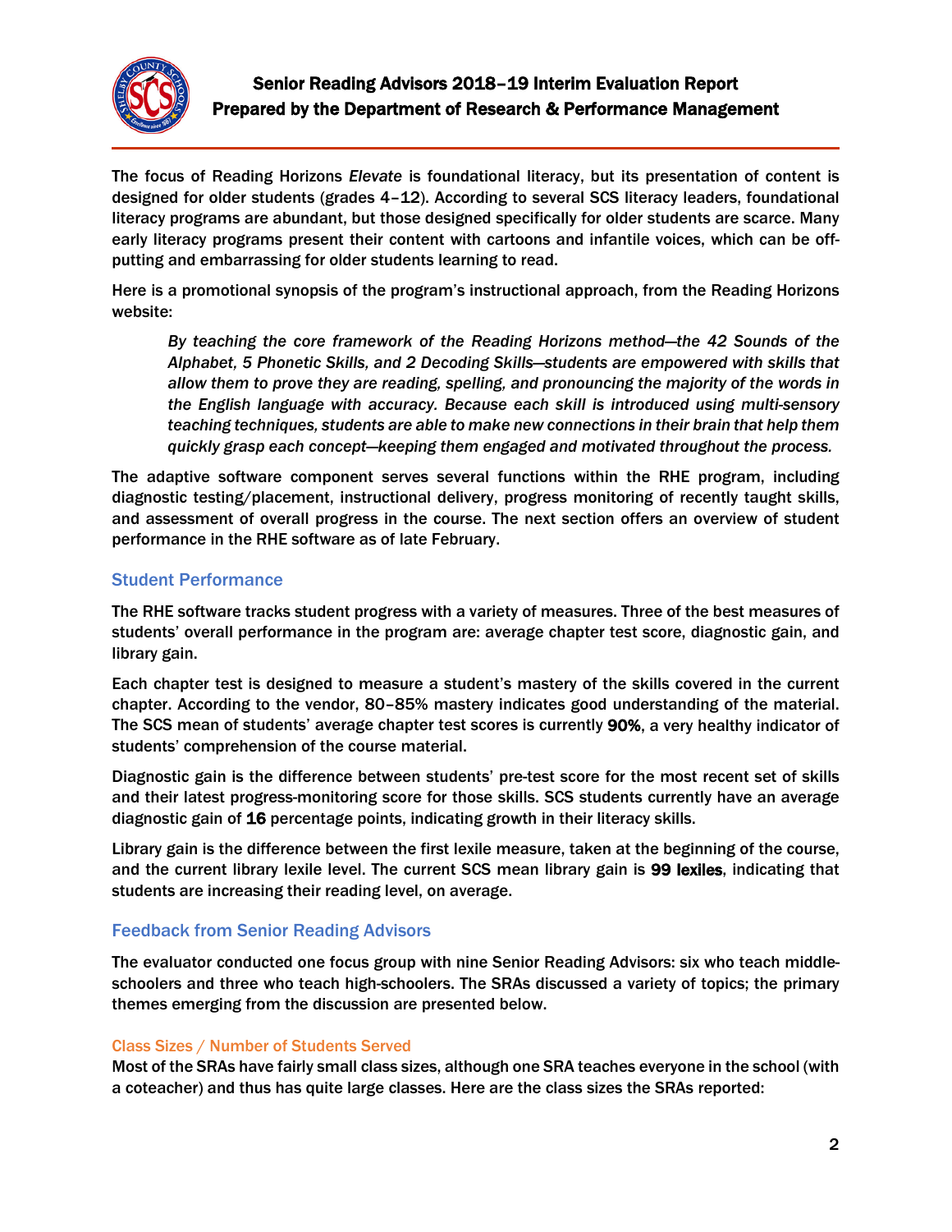The focus of Reading Horizons *Elevate* is foundational literacy, but its presentation of content is designed for older students (grades 4–12). According to several SCS literacy leaders, foundational literacy programs are abundant, but those designed specifically for older students are scarce. Many early literacy programs present their content with cartoons and infantile voices, which can be off-putting and embarrassing for older students learning to read.

Here is a promotional synopsis of the program's instructional approach, from the Reading Horizons website:

> *By teaching the core framework of the Reading Horizons method—the 42 Sounds of the Alphabet, 5 Phonetic Skills, and 2 Decoding Skills—students are empowered with skills that allow them to prove they are reading, spelling, and pronouncing the majority of the words in the English language with accuracy. Because each skill is introduced using multi-sensory teaching techniques, students are able to make new connections in their brain that help them quickly grasp each concept—keeping them engaged and motivated throughout the process.*

The adaptive software component serves several functions within the RHE program, including diagnostic testing/placement, instructional delivery, progress monitoring of recently taught skills, and assessment of overall progress in the course. The next section offers an overview of student performance in the RHE software as of late February.

## Student Performance

The RHE software tracks student progress with a variety of measures. Three of the best measures of students' overall performance in the program are: average chapter test score, diagnostic gain, and library gain.

Each chapter test is designed to measure a student's mastery of the skills covered in the current chapter. According to the vendor, 80–85% mastery indicates good understanding of the material. The SCS mean of students' average chapter test scores is currently **90%**, a very healthy indicator of students' comprehension of the course material.

Diagnostic gain is the difference between students' pre-test score for the most recent set of skills and their latest progress-monitoring score for those skills. SCS students currently have an average diagnostic gain of **16** percentage points, indicating growth in their literacy skills.

Library gain is the difference between the first lexile measure, taken at the beginning of the course, and the current library lexile level. The current SCS mean library gain is **99 lexiles**, indicating that students are increasing their reading level, on average.

## Feedback from Senior Reading Advisors

The evaluator conducted one focus group with nine Senior Reading Advisors: six who teach middle-schoolers and three who teach high-schoolers. The SRAs discussed a variety of topics; the primary themes emerging from the discussion are presented below.

### Class Sizes / Number of Students Served

Most of the SRAs have fairly small class sizes, although one SRA teaches everyone in the school (with a coteacher) and thus has quite large classes. Here are the class sizes the SRAs reported: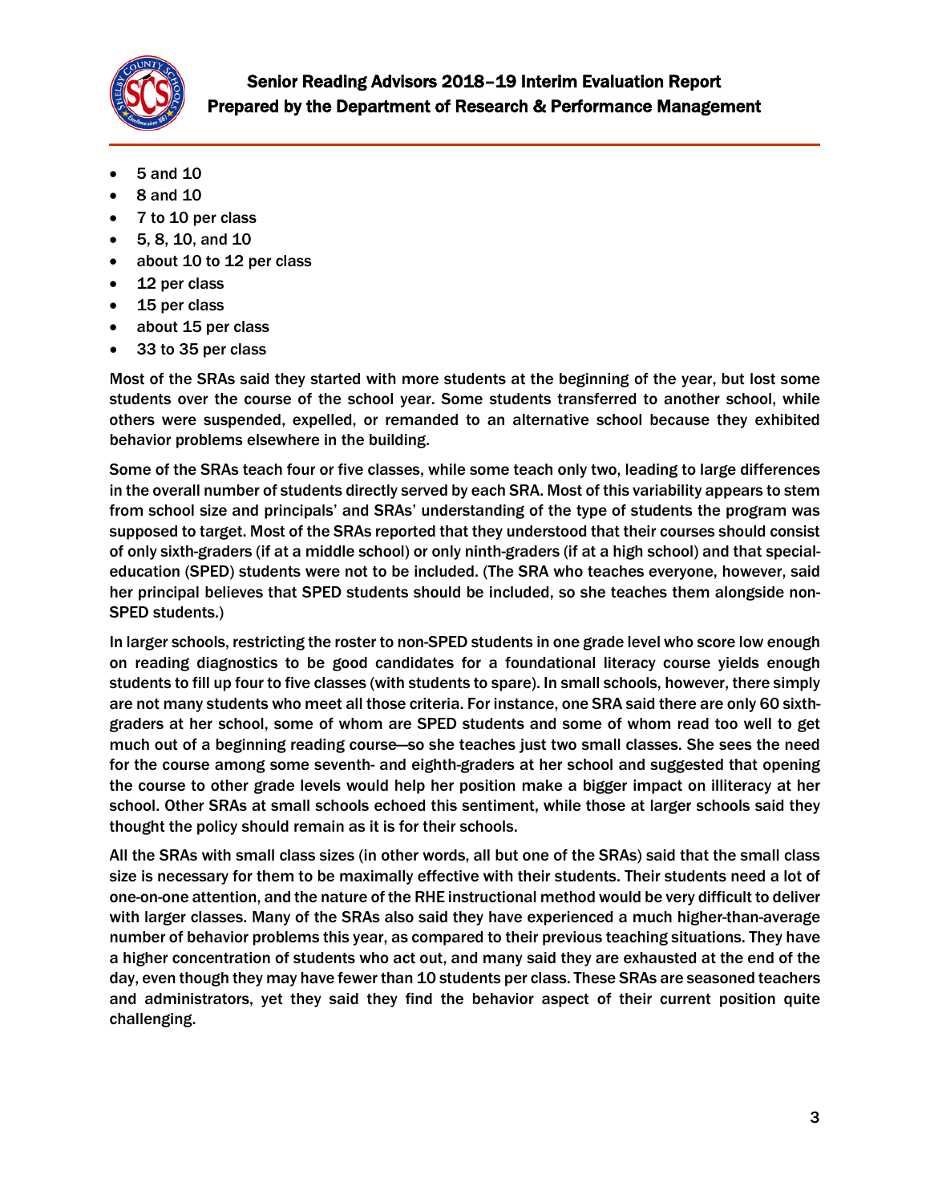- 5 and 10
- 8 and 10
- 7 to 10 per class
- 5, 8, 10, and 10
- about 10 to 12 per class
- 12 per class
- 15 per class
- about 15 per class
- 33 to 35 per class

Most of the SRAs said they started with more students at the beginning of the year, but lost some students over the course of the school year. Some students transferred to another school, while others were suspended, expelled, or remanded to an alternative school because they exhibited behavior problems elsewhere in the building.

Some of the SRAs teach four or five classes, while some teach only two, leading to large differences in the overall number of students directly served by each SRA. Most of this variability appears to stem from school size and principals' and SRAs' understanding of the type of students the program was supposed to target. Most of the SRAs reported that they understood that their courses should consist of only sixth-graders (if at a middle school) or only ninth-graders (if at a high school) and that special-education (SPED) students were not to be included. (The SRA who teaches everyone, however, said her principal believes that SPED students should be included, so she teaches them alongside non-SPED students.)

In larger schools, restricting the roster to non-SPED students in one grade level who score low enough on reading diagnostics to be good candidates for a foundational literacy course yields enough students to fill up four to five classes (with students to spare). In small schools, however, there simply are not many students who meet all those criteria. For instance, one SRA said there are only 60 sixth-graders at her school, some of whom are SPED students and some of whom read too well to get much out of a beginning reading course—so she teaches just two small classes. She sees the need for the course among some seventh- and eighth-graders at her school and suggested that opening the course to other grade levels would help her position make a bigger impact on illiteracy at her school. Other SRAs at small schools echoed this sentiment, while those at larger schools said they thought the policy should remain as it is for their schools.

All the SRAs with small class sizes (in other words, all but one of the SRAs) said that the small class size is necessary for them to be maximally effective with their students. Their students need a lot of one-on-one attention, and the nature of the RHE instructional method would be very difficult to deliver with larger classes. Many of the SRAs also said they have experienced a much higher-than-average number of behavior problems this year, as compared to their previous teaching situations. They have a higher concentration of students who act out, and many said they are exhausted at the end of the day, even though they may have fewer than 10 students per class. These SRAs are seasoned teachers and administrators, yet they said they find the behavior aspect of their current position quite challenging.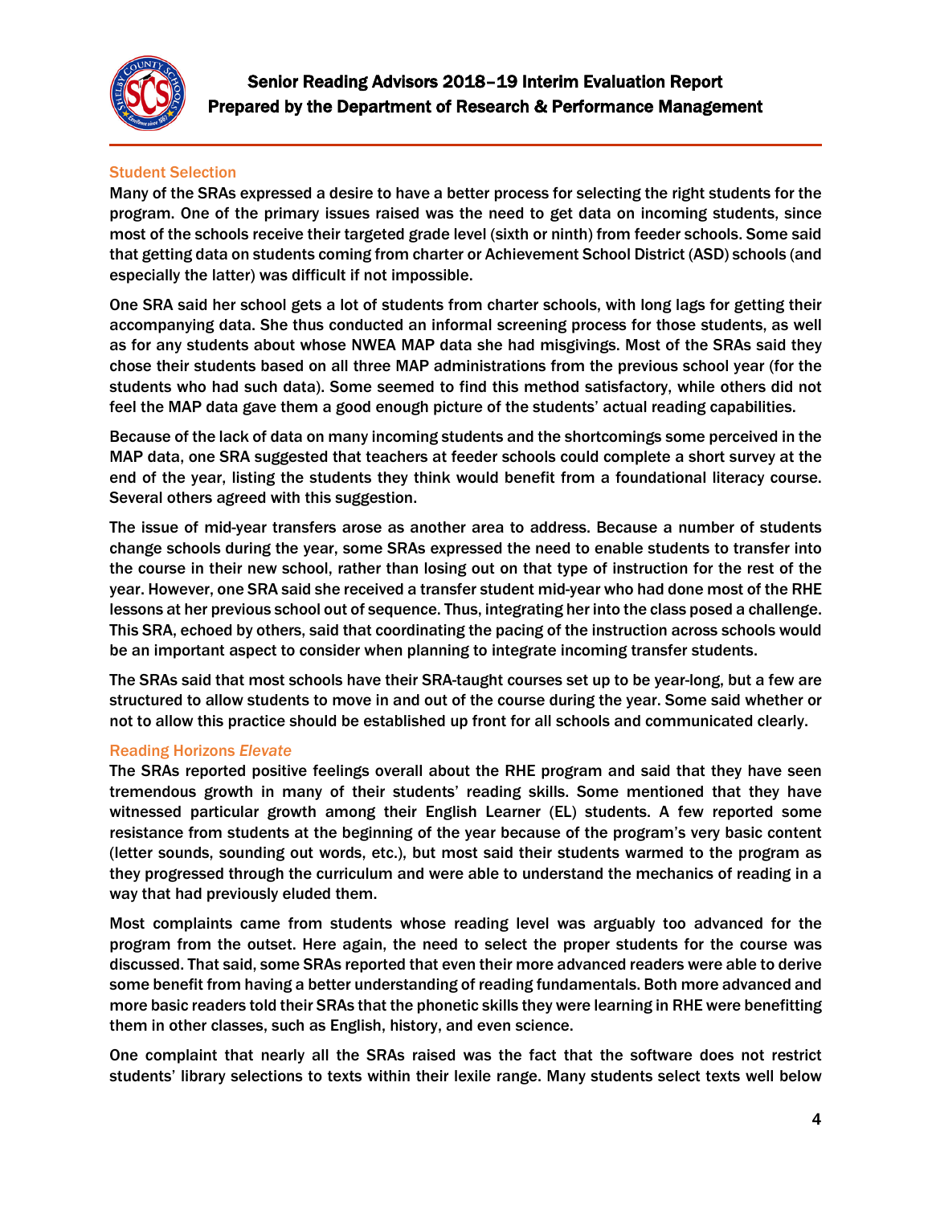### Student Selection

Many of the SRAs expressed a desire to have a better process for selecting the right students for the program. One of the primary issues raised was the need to get data on incoming students, since most of the schools receive their targeted grade level (sixth or ninth) from feeder schools. Some said that getting data on students coming from charter or Achievement School District (ASD) schools (and especially the latter) was difficult if not impossible.

One SRA said her school gets a lot of students from charter schools, with long lags for getting their accompanying data. She thus conducted an informal screening process for those students, as well as for any students about whose NWEA MAP data she had misgivings. Most of the SRAs said they chose their students based on all three MAP administrations from the previous school year (for the students who had such data). Some seemed to find this method satisfactory, while others did not feel the MAP data gave them a good enough picture of the students' actual reading capabilities.

Because of the lack of data on many incoming students and the shortcomings some perceived in the MAP data, one SRA suggested that teachers at feeder schools could complete a short survey at the end of the year, listing the students they think would benefit from a foundational literacy course. Several others agreed with this suggestion.

The issue of mid-year transfers arose as another area to address. Because a number of students change schools during the year, some SRAs expressed the need to enable students to transfer into the course in their new school, rather than losing out on that type of instruction for the rest of the year. However, one SRA said she received a transfer student mid-year who had done most of the RHE lessons at her previous school out of sequence. Thus, integrating her into the class posed a challenge. This SRA, echoed by others, said that coordinating the pacing of the instruction across schools would be an important aspect to consider when planning to integrate incoming transfer students.

The SRAs said that most schools have their SRA-taught courses set up to be year-long, but a few are structured to allow students to move in and out of the course during the year. Some said whether or not to allow this practice should be established up front for all schools and communicated clearly.

### Reading Horizons *Elevate*

The SRAs reported positive feelings overall about the RHE program and said that they have seen tremendous growth in many of their students' reading skills. Some mentioned that they have witnessed particular growth among their English Learner (EL) students. A few reported some resistance from students at the beginning of the year because of the program's very basic content (letter sounds, sounding out words, etc.), but most said their students warmed to the program as they progressed through the curriculum and were able to understand the mechanics of reading in a way that had previously eluded them.

Most complaints came from students whose reading level was arguably too advanced for the program from the outset. Here again, the need to select the proper students for the course was discussed. That said, some SRAs reported that even their more advanced readers were able to derive some benefit from having a better understanding of reading fundamentals. Both more advanced and more basic readers told their SRAs that the phonetic skills they were learning in RHE were benefitting them in other classes, such as English, history, and even science.

One complaint that nearly all the SRAs raised was the fact that the software does not restrict students' library selections to texts within their lexile range. Many students select texts well below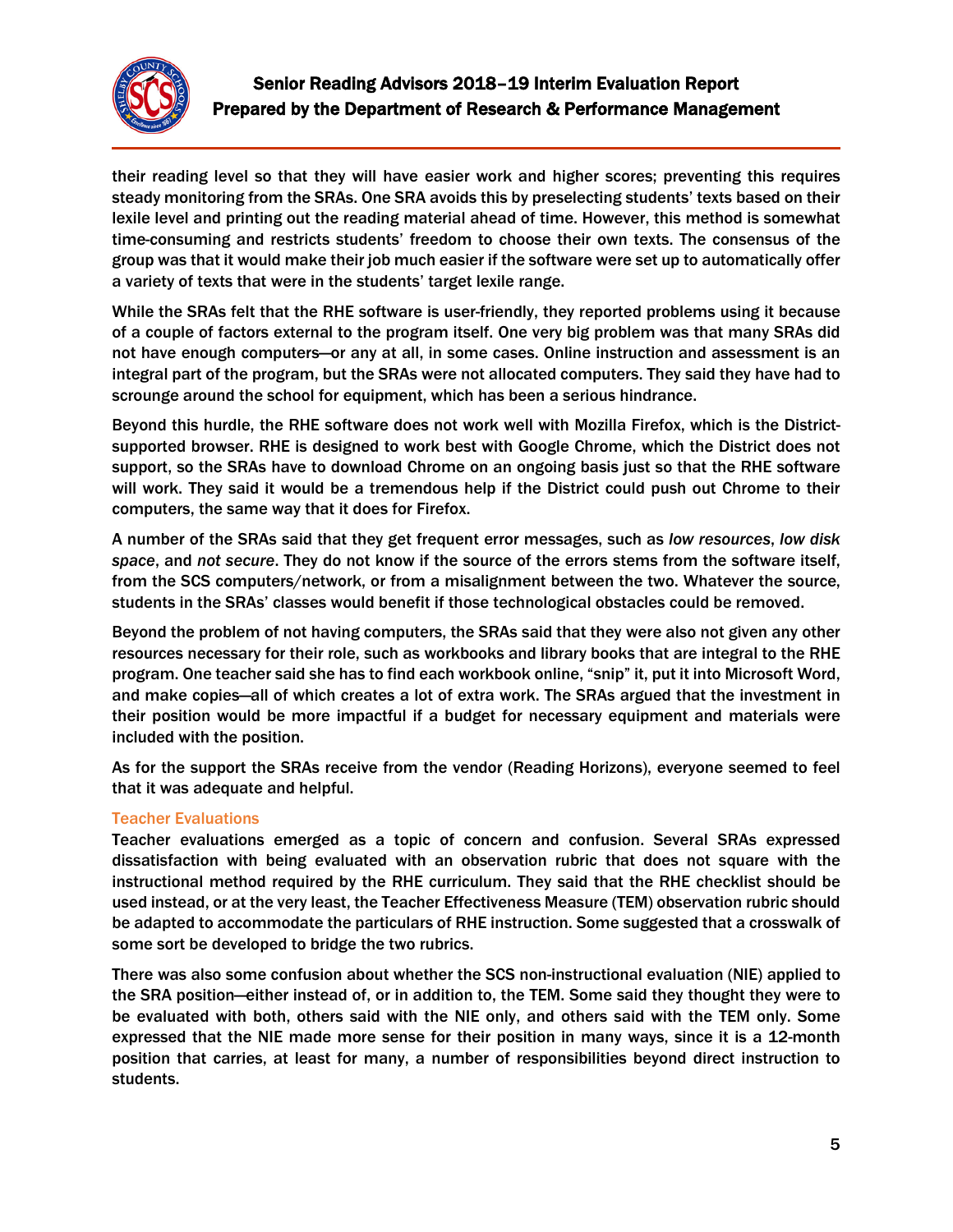their reading level so that they will have easier work and higher scores; preventing this requires steady monitoring from the SRAs. One SRA avoids this by preselecting students' texts based on their lexile level and printing out the reading material ahead of time. However, this method is somewhat time-consuming and restricts students' freedom to choose their own texts. The consensus of the group was that it would make their job much easier if the software were set up to automatically offer a variety of texts that were in the students' target lexile range.

While the SRAs felt that the RHE software is user-friendly, they reported problems using it because of a couple of factors external to the program itself. One very big problem was that many SRAs did not have enough computers—or any at all, in some cases. Online instruction and assessment is an integral part of the program, but the SRAs were not allocated computers. They said they have had to scrounge around the school for equipment, which has been a serious hindrance.

Beyond this hurdle, the RHE software does not work well with Mozilla Firefox, which is the District-supported browser. RHE is designed to work best with Google Chrome, which the District does not support, so the SRAs have to download Chrome on an ongoing basis just so that the RHE software will work. They said it would be a tremendous help if the District could push out Chrome to their computers, the same way that it does for Firefox.

A number of the SRAs said that they get frequent error messages, such as *low resources*, *low disk space*, and *not secure*. They do not know if the source of the errors stems from the software itself, from the SCS computers/network, or from a misalignment between the two. Whatever the source, students in the SRAs' classes would benefit if those technological obstacles could be removed.

Beyond the problem of not having computers, the SRAs said that they were also not given any other resources necessary for their role, such as workbooks and library books that are integral to the RHE program. One teacher said she has to find each workbook online, "snip" it, put it into Microsoft Word, and make copies—all of which creates a lot of extra work. The SRAs argued that the investment in their position would be more impactful if a budget for necessary equipment and materials were included with the position.

As for the support the SRAs receive from the vendor (Reading Horizons), everyone seemed to feel that it was adequate and helpful.

### Teacher Evaluations

Teacher evaluations emerged as a topic of concern and confusion. Several SRAs expressed dissatisfaction with being evaluated with an observation rubric that does not square with the instructional method required by the RHE curriculum. They said that the RHE checklist should be used instead, or at the very least, the Teacher Effectiveness Measure (TEM) observation rubric should be adapted to accommodate the particulars of RHE instruction. Some suggested that a crosswalk of some sort be developed to bridge the two rubrics.

There was also some confusion about whether the SCS non-instructional evaluation (NIE) applied to the SRA position—either instead of, or in addition to, the TEM. Some said they thought they were to be evaluated with both, others said with the NIE only, and others said with the TEM only. Some expressed that the NIE made more sense for their position in many ways, since it is a 12-month position that carries, at least for many, a number of responsibilities beyond direct instruction to students.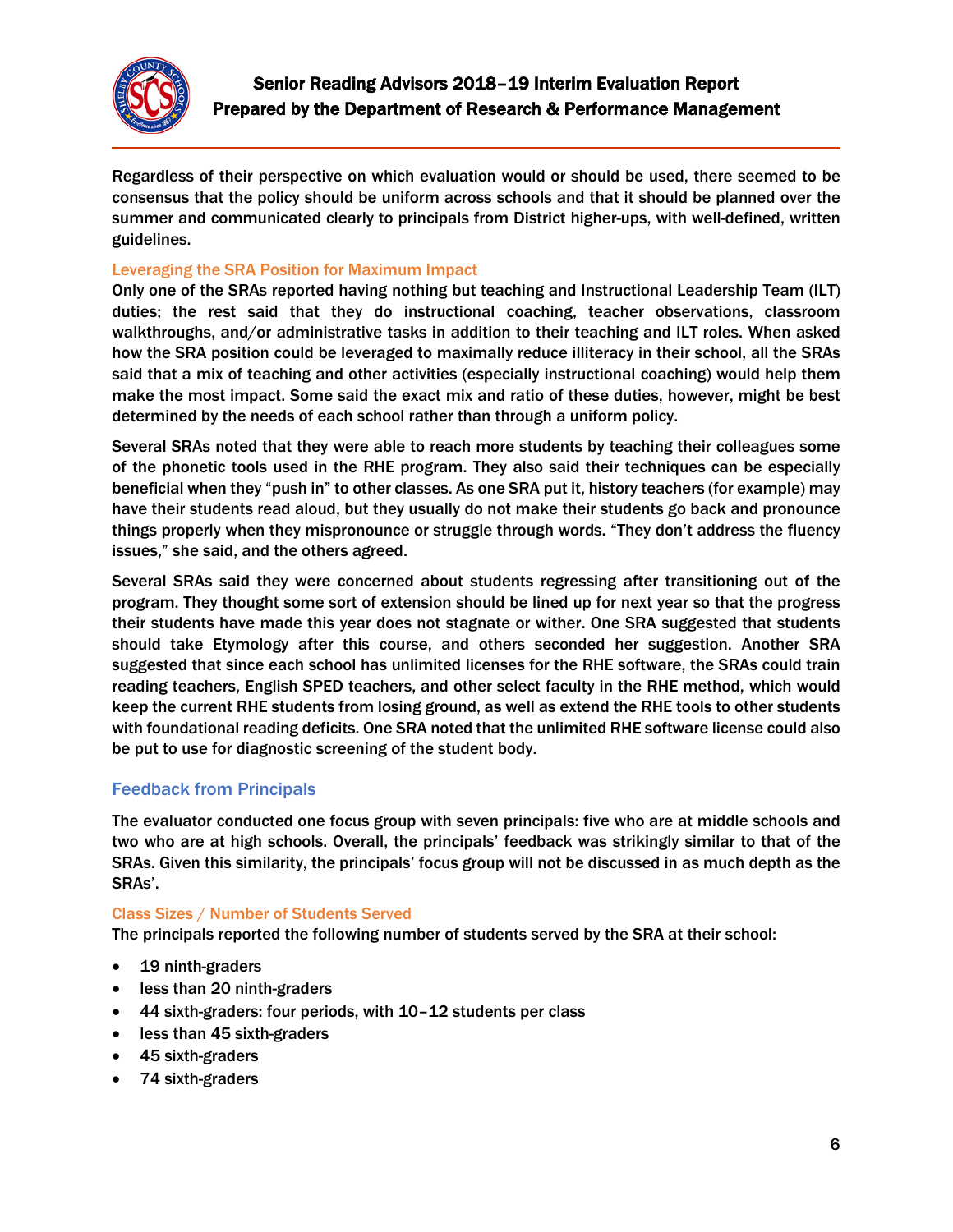Regardless of their perspective on which evaluation would or should be used, there seemed to be consensus that the policy should be uniform across schools and that it should be planned over the summer and communicated clearly to principals from District higher-ups, with well-defined, written guidelines.

### Leveraging the SRA Position for Maximum Impact

Only one of the SRAs reported having nothing but teaching and Instructional Leadership Team (ILT) duties; the rest said that they do instructional coaching, teacher observations, classroom walkthroughs, and/or administrative tasks in addition to their teaching and ILT roles. When asked how the SRA position could be leveraged to maximally reduce illiteracy in their school, all the SRAs said that a mix of teaching and other activities (especially instructional coaching) would help them make the most impact. Some said the exact mix and ratio of these duties, however, might be best determined by the needs of each school rather than through a uniform policy.

Several SRAs noted that they were able to reach more students by teaching their colleagues some of the phonetic tools used in the RHE program. They also said their techniques can be especially beneficial when they "push in" to other classes. As one SRA put it, history teachers (for example) may have their students read aloud, but they usually do not make their students go back and pronounce things properly when they mispronounce or struggle through words. "They don't address the fluency issues," she said, and the others agreed.

Several SRAs said they were concerned about students regressing after transitioning out of the program. They thought some sort of extension should be lined up for next year so that the progress their students have made this year does not stagnate or wither. One SRA suggested that students should take Etymology after this course, and others seconded her suggestion. Another SRA suggested that since each school has unlimited licenses for the RHE software, the SRAs could train reading teachers, English SPED teachers, and other select faculty in the RHE method, which would keep the current RHE students from losing ground, as well as extend the RHE tools to other students with foundational reading deficits. One SRA noted that the unlimited RHE software license could also be put to use for diagnostic screening of the student body.

## Feedback from Principals

The evaluator conducted one focus group with seven principals: five who are at middle schools and two who are at high schools. Overall, the principals' feedback was strikingly similar to that of the SRAs. Given this similarity, the principals' focus group will not be discussed in as much depth as the SRAs'.

### Class Sizes / Number of Students Served

The principals reported the following number of students served by the SRA at their school:

- 19 ninth-graders
- less than 20 ninth-graders
- 44 sixth-graders: four periods, with 10–12 students per class
- less than 45 sixth-graders
- 45 sixth-graders
- 74 sixth-graders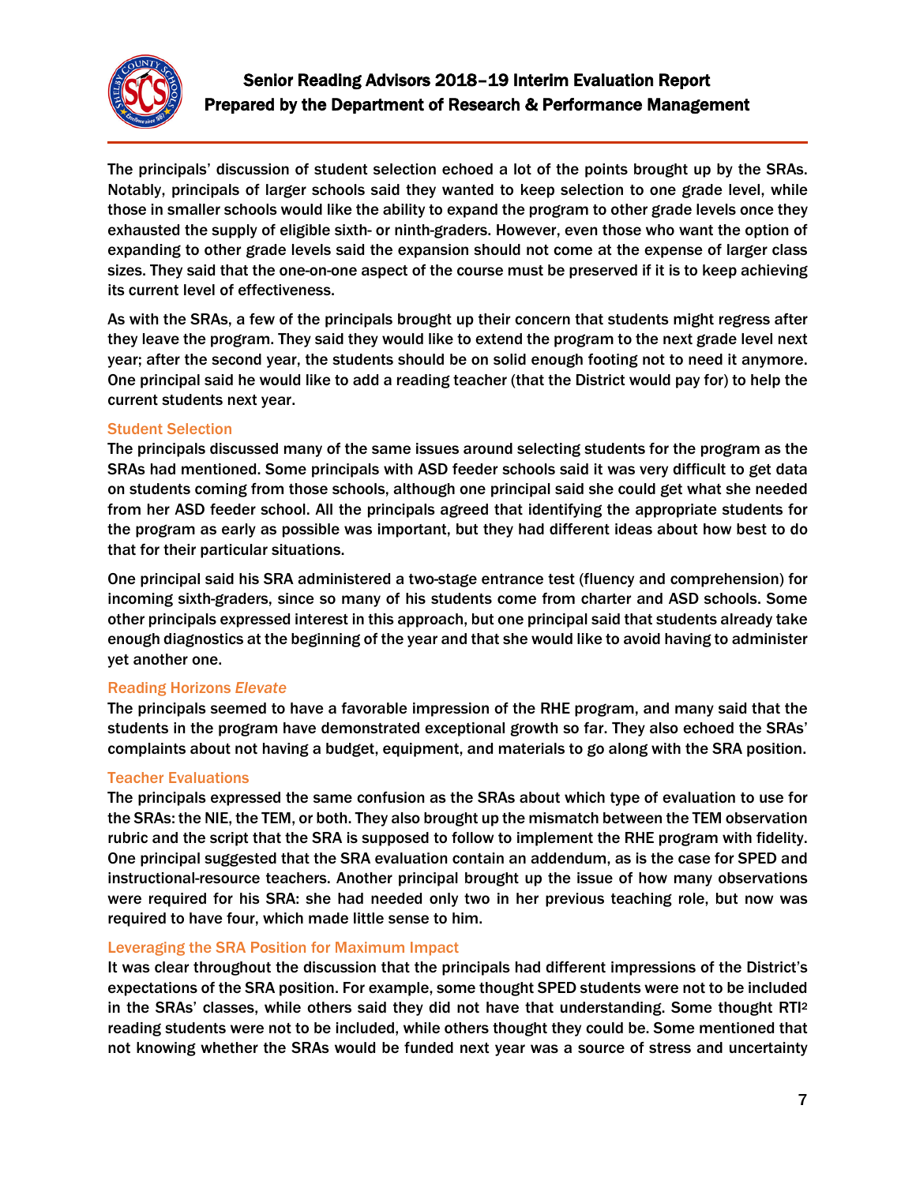The principals' discussion of student selection echoed a lot of the points brought up by the SRAs. Notably, principals of larger schools said they wanted to keep selection to one grade level, while those in smaller schools would like the ability to expand the program to other grade levels once they exhausted the supply of eligible sixth- or ninth-graders. However, even those who want the option of expanding to other grade levels said the expansion should not come at the expense of larger class sizes. They said that the one-on-one aspect of the course must be preserved if it is to keep achieving its current level of effectiveness.

As with the SRAs, a few of the principals brought up their concern that students might regress after they leave the program. They said they would like to extend the program to the next grade level next year; after the second year, the students should be on solid enough footing not to need it anymore. One principal said he would like to add a reading teacher (that the District would pay for) to help the current students next year.

### Student Selection

The principals discussed many of the same issues around selecting students for the program as the SRAs had mentioned. Some principals with ASD feeder schools said it was very difficult to get data on students coming from those schools, although one principal said she could get what she needed from her ASD feeder school. All the principals agreed that identifying the appropriate students for the program as early as possible was important, but they had different ideas about how best to do that for their particular situations.

One principal said his SRA administered a two-stage entrance test (fluency and comprehension) for incoming sixth-graders, since so many of his students come from charter and ASD schools. Some other principals expressed interest in this approach, but one principal said that students already take enough diagnostics at the beginning of the year and that she would like to avoid having to administer yet another one.

### Reading Horizons *Elevate*

The principals seemed to have a favorable impression of the RHE program, and many said that the students in the program have demonstrated exceptional growth so far. They also echoed the SRAs' complaints about not having a budget, equipment, and materials to go along with the SRA position.

### Teacher Evaluations

The principals expressed the same confusion as the SRAs about which type of evaluation to use for the SRAs: the NIE, the TEM, or both. They also brought up the mismatch between the TEM observation rubric and the script that the SRA is supposed to follow to implement the RHE program with fidelity. One principal suggested that the SRA evaluation contain an addendum, as is the case for SPED and instructional-resource teachers. Another principal brought up the issue of how many observations were required for his SRA: she had needed only two in her previous teaching role, but now was required to have four, which made little sense to him.

### Leveraging the SRA Position for Maximum Impact

It was clear throughout the discussion that the principals had different impressions of the District's expectations of the SRA position. For example, some thought SPED students were not to be included in the SRAs' classes, while others said they did not have that understanding. Some thought RTI[2] reading students were not to be included, while others thought they could be. Some mentioned that not knowing whether the SRAs would be funded next year was a source of stress and uncertainty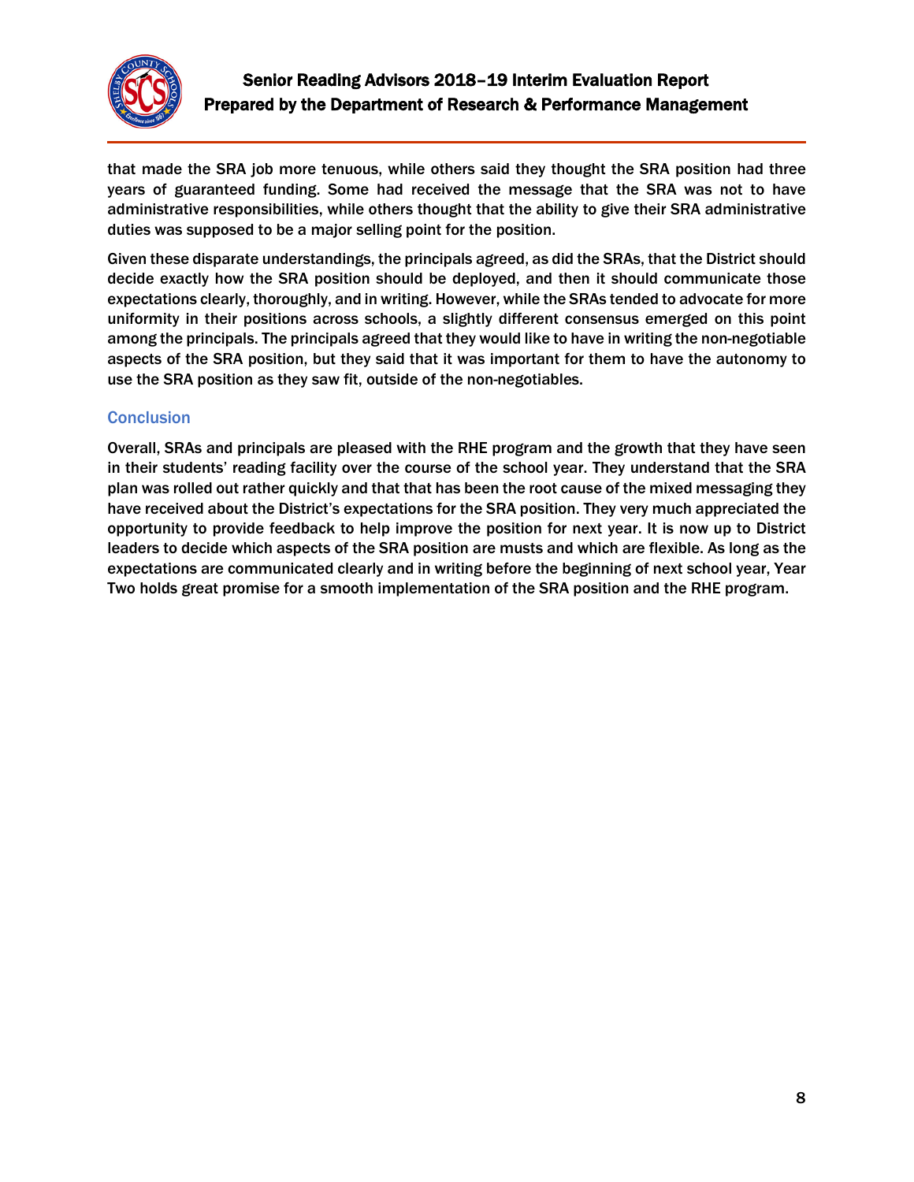that made the SRA job more tenuous, while others said they thought the SRA position had three years of guaranteed funding. Some had received the message that the SRA was not to have administrative responsibilities, while others thought that the ability to give their SRA administrative duties was supposed to be a major selling point for the position.

Given these disparate understandings, the principals agreed, as did the SRAs, that the District should decide exactly how the SRA position should be deployed, and then it should communicate those expectations clearly, thoroughly, and in writing. However, while the SRAs tended to advocate for more uniformity in their positions across schools, a slightly different consensus emerged on this point among the principals. The principals agreed that they would like to have in writing the non-negotiable aspects of the SRA position, but they said that it was important for them to have the autonomy to use the SRA position as they saw fit, outside of the non-negotiables.

## Conclusion

Overall, SRAs and principals are pleased with the RHE program and the growth that they have seen in their students' reading facility over the course of the school year. They understand that the SRA plan was rolled out rather quickly and that that has been the root cause of the mixed messaging they have received about the District's expectations for the SRA position. They very much appreciated the opportunity to provide feedback to help improve the position for next year. It is now up to District leaders to decide which aspects of the SRA position are musts and which are flexible. As long as the expectations are communicated clearly and in writing before the beginning of next school year, Year Two holds great promise for a smooth implementation of the SRA position and the RHE program.